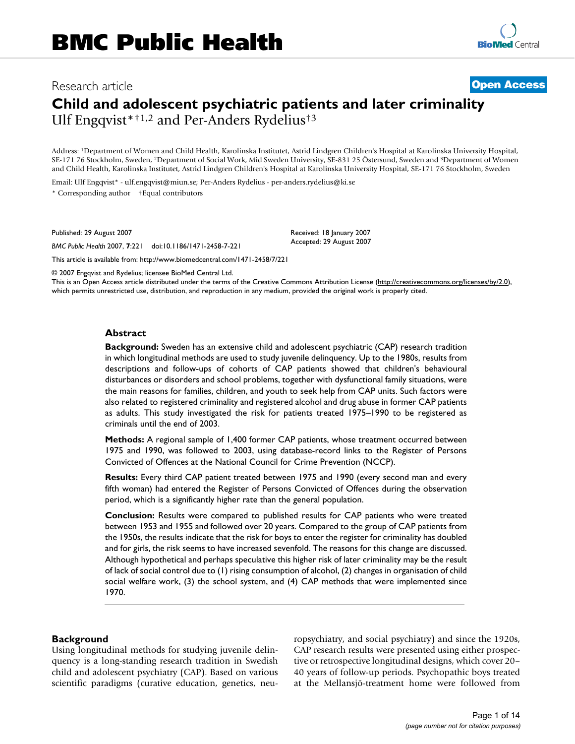Research article

**Open Access**

# Child and adolescent psychiatric patients and later criminality

Ulf Engqvist*[†1,2] and Per-Anders Rydelius[†3]

Address: [1]Department of Women and Child Health, Karolinska Institutet, Astrid Lindgren Children's Hospital at Karolinska University Hospital, SE-171 76 Stockholm, Sweden, [2]Department of Social Work, Mid Sweden University, SE-831 25 Östersund, Sweden and [3]Department of Women and Child Health, Karolinska Institutet, Astrid Lindgren Children's Hospital at Karolinska University Hospital, SE-171 76 Stockholm, Sweden

Email: Ulf Engqvist* - ulf.engqvist@miun.se; Per-Anders Rydelius - per-anders.rydelius@ki.se

\* Corresponding author †Equal contributors

Published: 29 August 2007

*BMC Public Health* 2007, **7**:221 doi:10.1186/1471-2458-7-221

Received: 18 January 2007
Accepted: 29 August 2007

This article is available from: http://www.biomedcentral.com/1471-2458/7/221

© 2007 Engqvist and Rydelius; licensee BioMed Central Ltd.
This is an Open Access article distributed under the terms of the Creative Commons Attribution License (http://creativecommons.org/licenses/by/2.0), which permits unrestricted use, distribution, and reproduction in any medium, provided the original work is properly cited.

## Abstract

**Background:** Sweden has an extensive child and adolescent psychiatric (CAP) research tradition in which longitudinal methods are used to study juvenile delinquency. Up to the 1980s, results from descriptions and follow-ups of cohorts of CAP patients showed that children's behavioural disturbances or disorders and school problems, together with dysfunctional family situations, were the main reasons for families, children, and youth to seek help from CAP units. Such factors were also related to registered criminality and registered alcohol and drug abuse in former CAP patients as adults. This study investigated the risk for patients treated 1975–1990 to be registered as criminals until the end of 2003.

**Methods:** A regional sample of 1,400 former CAP patients, whose treatment occurred between 1975 and 1990, was followed to 2003, using database-record links to the Register of Persons Convicted of Offences at the National Council for Crime Prevention (NCCP).

**Results:** Every third CAP patient treated between 1975 and 1990 (every second man and every fifth woman) had entered the Register of Persons Convicted of Offences during the observation period, which is a significantly higher rate than the general population.

**Conclusion:** Results were compared to published results for CAP patients who were treated between 1953 and 1955 and followed over 20 years. Compared to the group of CAP patients from the 1950s, the results indicate that the risk for boys to enter the register for criminality has doubled and for girls, the risk seems to have increased sevenfold. The reasons for this change are discussed. Although hypothetical and perhaps speculative this higher risk of later criminality may be the result of lack of social control due to (1) rising consumption of alcohol, (2) changes in organisation of child social welfare work, (3) the school system, and (4) CAP methods that were implemented since 1970.

## Background

Using longitudinal methods for studying juvenile delinquency is a long-standing research tradition in Swedish child and adolescent psychiatry (CAP). Based on various scientific paradigms (curative education, genetics, neuropsychiatry, and social psychiatry) and since the 1920s, CAP research results were presented using either prospective or retrospective longitudinal designs, which cover 20–40 years of follow-up periods. Psychopathic boys treated at the Mellansjö-treatment home were followed from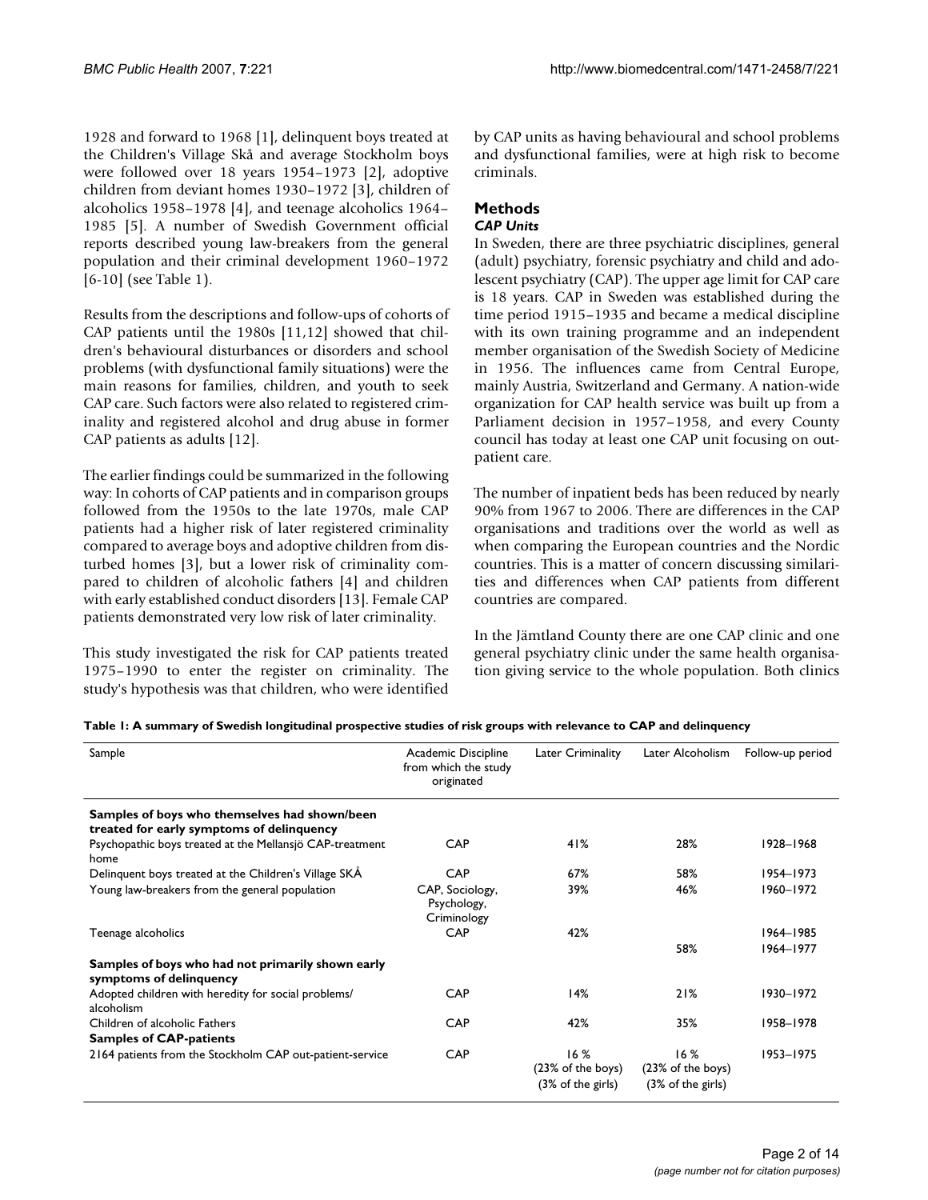1928 and forward to 1968 [1], delinquent boys treated at the Children's Village Skå and average Stockholm boys were followed over 18 years 1954–1973 [2], adoptive children from deviant homes 1930–1972 [3], children of alcoholics 1958–1978 [4], and teenage alcoholics 1964–1985 [5]. A number of Swedish Government official reports described young law-breakers from the general population and their criminal development 1960–1972 [6-10] (see Table 1).

Results from the descriptions and follow-ups of cohorts of CAP patients until the 1980s [11,12] showed that children's behavioural disturbances or disorders and school problems (with dysfunctional family situations) were the main reasons for families, children, and youth to seek CAP care. Such factors were also related to registered criminality and registered alcohol and drug abuse in former CAP patients as adults [12].

The earlier findings could be summarized in the following way: In cohorts of CAP patients and in comparison groups followed from the 1950s to the late 1970s, male CAP patients had a higher risk of later registered criminality compared to average boys and adoptive children from disturbed homes [3], but a lower risk of criminality compared to children of alcoholic fathers [4] and children with early established conduct disorders [13]. Female CAP patients demonstrated very low risk of later criminality.

This study investigated the risk for CAP patients treated 1975–1990 to enter the register on criminality. The study's hypothesis was that children, who were identified by CAP units as having behavioural and school problems and dysfunctional families, were at high risk to become criminals.

## Methods

### *CAP Units*

In Sweden, there are three psychiatric disciplines, general (adult) psychiatry, forensic psychiatry and child and adolescent psychiatry (CAP). The upper age limit for CAP care is 18 years. CAP in Sweden was established during the time period 1915–1935 and became a medical discipline with its own training programme and an independent member organisation of the Swedish Society of Medicine in 1956. The influences came from Central Europe, mainly Austria, Switzerland and Germany. A nation-wide organization for CAP health service was built up from a Parliament decision in 1957–1958, and every County council has today at least one CAP unit focusing on outpatient care.

The number of inpatient beds has been reduced by nearly 90% from 1967 to 2006. There are differences in the CAP organisations and traditions over the world as well as when comparing the European countries and the Nordic countries. This is a matter of concern discussing similarities and differences when CAP patients from different countries are compared.

In the Jämtland County there are one CAP clinic and one general psychiatry clinic under the same health organisation giving service to the whole population. Both clinics

**Table 1: A summary of Swedish longitudinal prospective studies of risk groups with relevance to CAP and delinquency**

| Sample | Academic Discipline from which the study originated | Later Criminality | Later Alcoholism | Follow-up period |
|---|---|---|---|---|
| **Samples of boys who themselves had shown/been treated for early symptoms of delinquency** | | | | |
| Psychopathic boys treated at the Mellansjö CAP-treatment home | CAP | 41% | 28% | 1928–1968 |
| Delinquent boys treated at the Children's Village SKÅ | CAP | 67% | 58% | 1954–1973 |
| Young law-breakers from the general population | CAP, Sociology, Psychology, Criminology | 39% | 46% | 1960–1972 |
| Teenage alcoholics | CAP | 42% | | 1964–1985 |
| | | | 58% | 1964–1977 |
| **Samples of boys who had not primarily shown early symptoms of delinquency** | | | | |
| Adopted children with heredity for social problems/ alcoholism | CAP | 14% | 21% | 1930–1972 |
| Children of alcoholic Fathers | CAP | 42% | 35% | 1958–1978 |
| **Samples of CAP-patients** | | | | |
| 2164 patients from the Stockholm CAP out-patient-service | CAP | 16 % (23% of the boys) (3% of the girls) | 16 % (23% of the boys) (3% of the girls) | 1953–1975 |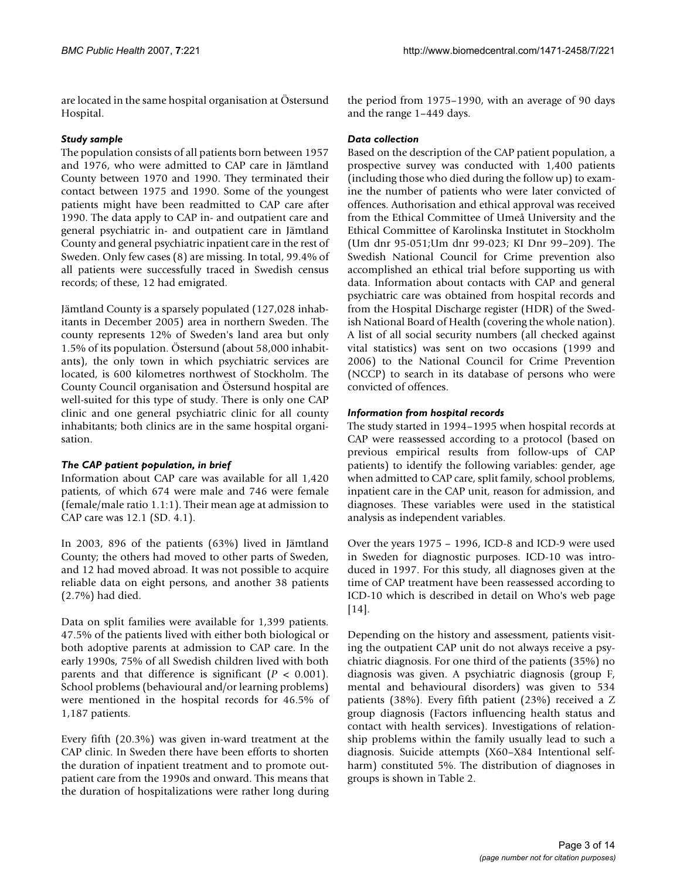are located in the same hospital organisation at Östersund Hospital.

### *Study sample*

The population consists of all patients born between 1957 and 1976, who were admitted to CAP care in Jämtland County between 1970 and 1990. They terminated their contact between 1975 and 1990. Some of the youngest patients might have been readmitted to CAP care after 1990. The data apply to CAP in- and outpatient care and general psychiatric in- and outpatient care in Jämtland County and general psychiatric inpatient care in the rest of Sweden. Only few cases (8) are missing. In total, 99.4% of all patients were successfully traced in Swedish census records; of these, 12 had emigrated.

Jämtland County is a sparsely populated (127,028 inhabitants in December 2005) area in northern Sweden. The county represents 12% of Sweden's land area but only 1.5% of its population. Östersund (about 58,000 inhabitants), the only town in which psychiatric services are located, is 600 kilometres northwest of Stockholm. The County Council organisation and Östersund hospital are well-suited for this type of study. There is only one CAP clinic and one general psychiatric clinic for all county inhabitants; both clinics are in the same hospital organisation.

### *The CAP patient population, in brief*

Information about CAP care was available for all 1,420 patients, of which 674 were male and 746 were female (female/male ratio 1.1:1). Their mean age at admission to CAP care was 12.1 (SD. 4.1).

In 2003, 896 of the patients (63%) lived in Jämtland County; the others had moved to other parts of Sweden, and 12 had moved abroad. It was not possible to acquire reliable data on eight persons, and another 38 patients (2.7%) had died.

Data on split families were available for 1,399 patients. 47.5% of the patients lived with either both biological or both adoptive parents at admission to CAP care. In the early 1990s, 75% of all Swedish children lived with both parents and that difference is significant ($P < 0.001$). School problems (behavioural and/or learning problems) were mentioned in the hospital records for 46.5% of 1,187 patients.

Every fifth (20.3%) was given in-ward treatment at the CAP clinic. In Sweden there have been efforts to shorten the duration of inpatient treatment and to promote outpatient care from the 1990s and onward. This means that the duration of hospitalizations were rather long during the period from 1975–1990, with an average of 90 days and the range 1–449 days.

### *Data collection*

Based on the description of the CAP patient population, a prospective survey was conducted with 1,400 patients (including those who died during the follow up) to examine the number of patients who were later convicted of offences. Authorisation and ethical approval was received from the Ethical Committee of Umeå University and the Ethical Committee of Karolinska Institutet in Stockholm (Um dnr 95-051;Um dnr 99-023; KI Dnr 99–209). The Swedish National Council for Crime prevention also accomplished an ethical trial before supporting us with data. Information about contacts with CAP and general psychiatric care was obtained from hospital records and from the Hospital Discharge register (HDR) of the Swedish National Board of Health (covering the whole nation). A list of all social security numbers (all checked against vital statistics) was sent on two occasions (1999 and 2006) to the National Council for Crime Prevention (NCCP) to search in its database of persons who were convicted of offences.

### *Information from hospital records*

The study started in 1994–1995 when hospital records at CAP were reassessed according to a protocol (based on previous empirical results from follow-ups of CAP patients) to identify the following variables: gender, age when admitted to CAP care, split family, school problems, inpatient care in the CAP unit, reason for admission, and diagnoses. These variables were used in the statistical analysis as independent variables.

Over the years 1975 – 1996, ICD-8 and ICD-9 were used in Sweden for diagnostic purposes. ICD-10 was introduced in 1997. For this study, all diagnoses given at the time of CAP treatment have been reassessed according to ICD-10 which is described in detail on Who's web page [14].

Depending on the history and assessment, patients visiting the outpatient CAP unit do not always receive a psychiatric diagnosis. For one third of the patients (35%) no diagnosis was given. A psychiatric diagnosis (group F, mental and behavioural disorders) was given to 534 patients (38%). Every fifth patient (23%) received a Z group diagnosis (Factors influencing health status and contact with health services). Investigations of relationship problems within the family usually lead to such a diagnosis. Suicide attempts (X60–X84 Intentional self-harm) constituted 5%. The distribution of diagnoses in groups is shown in Table 2.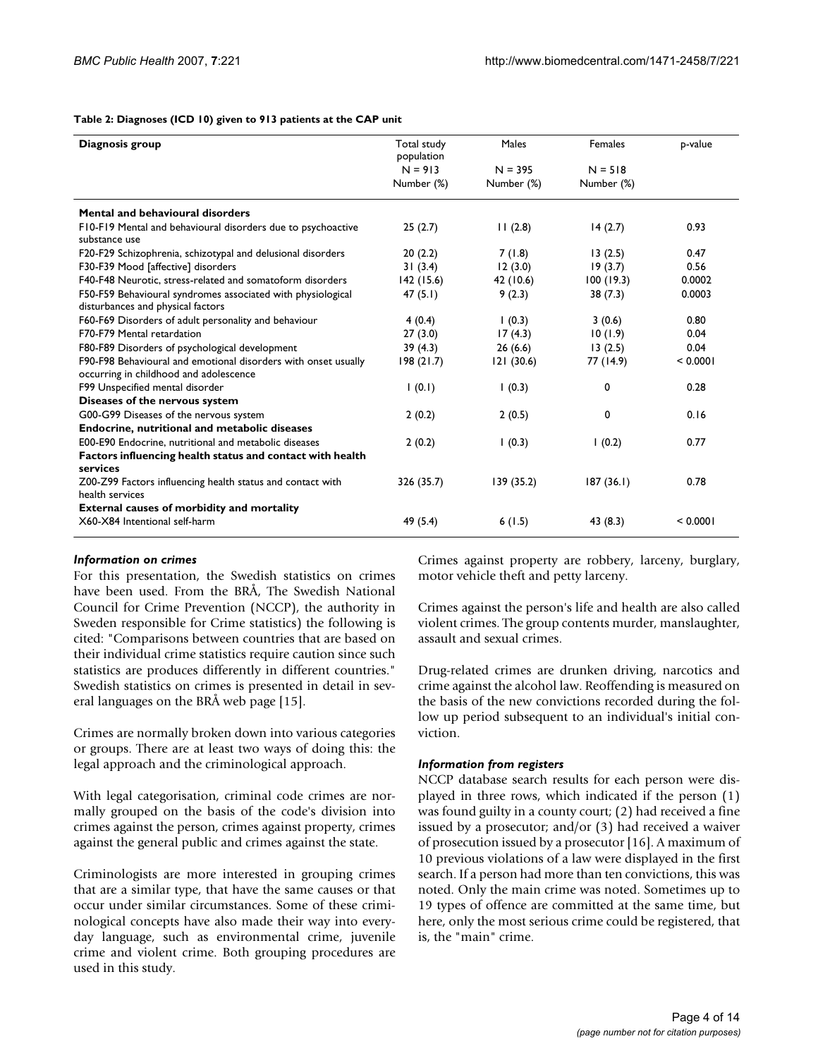**Table 2: Diagnoses (ICD 10) given to 913 patients at the CAP unit**

| Diagnosis group | Total study population N = 913 Number (%) | Males N = 395 Number (%) | Females N = 518 Number (%) | p-value |
|---|---|---|---|---|
| **Mental and behavioural disorders** | | | | |
| F10-F19 Mental and behavioural disorders due to psychoactive substance use | 25 (2.7) | 11 (2.8) | 14 (2.7) | 0.93 |
| F20-F29 Schizophrenia, schizotypal and delusional disorders | 20 (2.2) | 7 (1.8) | 13 (2.5) | 0.47 |
| F30-F39 Mood [affective] disorders | 31 (3.4) | 12 (3.0) | 19 (3.7) | 0.56 |
| F40-F48 Neurotic, stress-related and somatoform disorders | 142 (15.6) | 42 (10.6) | 100 (19.3) | 0.0002 |
| F50-F59 Behavioural syndromes associated with physiological disturbances and physical factors | 47 (5.1) | 9 (2.3) | 38 (7.3) | 0.0003 |
| F60-F69 Disorders of adult personality and behaviour | 4 (0.4) | 1 (0.3) | 3 (0.6) | 0.80 |
| F70-F79 Mental retardation | 27 (3.0) | 17 (4.3) | 10 (1.9) | 0.04 |
| F80-F89 Disorders of psychological development | 39 (4.3) | 26 (6.6) | 13 (2.5) | 0.04 |
| F90-F98 Behavioural and emotional disorders with onset usually occurring in childhood and adolescence | 198 (21.7) | 121 (30.6) | 77 (14.9) | < 0.0001 |
| F99 Unspecified mental disorder | 1 (0.1) | 1 (0.3) | 0 | 0.28 |
| **Diseases of the nervous system** | | | | |
| G00-G99 Diseases of the nervous system | 2 (0.2) | 2 (0.5) | 0 | 0.16 |
| **Endocrine, nutritional and metabolic diseases** | | | | |
| E00-E90 Endocrine, nutritional and metabolic diseases | 2 (0.2) | 1 (0.3) | 1 (0.2) | 0.77 |
| **Factors influencing health status and contact with health services** | | | | |
| Z00-Z99 Factors influencing health status and contact with health services | 326 (35.7) | 139 (35.2) | 187 (36.1) | 0.78 |
| **External causes of morbidity and mortality** | | | | |
| X60-X84 Intentional self-harm | 49 (5.4) | 6 (1.5) | 43 (8.3) | < 0.0001 |

### *Information on crimes*

For this presentation, the Swedish statistics on crimes have been used. From the BRÅ, The Swedish National Council for Crime Prevention (NCCP), the authority in Sweden responsible for Crime statistics) the following is cited: "Comparisons between countries that are based on their individual crime statistics require caution since such statistics are produces differently in different countries." Swedish statistics on crimes is presented in detail in several languages on the BRÅ web page [15].

Crimes are normally broken down into various categories or groups. There are at least two ways of doing this: the legal approach and the criminological approach.

With legal categorisation, criminal code crimes are normally grouped on the basis of the code's division into crimes against the person, crimes against property, crimes against the general public and crimes against the state.

Criminologists are more interested in grouping crimes that are a similar type, that have the same causes or that occur under similar circumstances. Some of these criminological concepts have also made their way into everyday language, such as environmental crime, juvenile crime and violent crime. Both grouping procedures are used in this study.

Crimes against property are robbery, larceny, burglary, motor vehicle theft and petty larceny.

Crimes against the person's life and health are also called violent crimes. The group contents murder, manslaughter, assault and sexual crimes.

Drug-related crimes are drunken driving, narcotics and crime against the alcohol law. Reoffending is measured on the basis of the new convictions recorded during the follow up period subsequent to an individual's initial conviction.

### *Information from registers*

NCCP database search results for each person were displayed in three rows, which indicated if the person (1) was found guilty in a county court; (2) had received a fine issued by a prosecutor; and/or (3) had received a waiver of prosecution issued by a prosecutor [16]. A maximum of 10 previous violations of a law were displayed in the first search. If a person had more than ten convictions, this was noted. Only the main crime was noted. Sometimes up to 19 types of offence are committed at the same time, but here, only the most serious crime could be registered, that is, the "main" crime.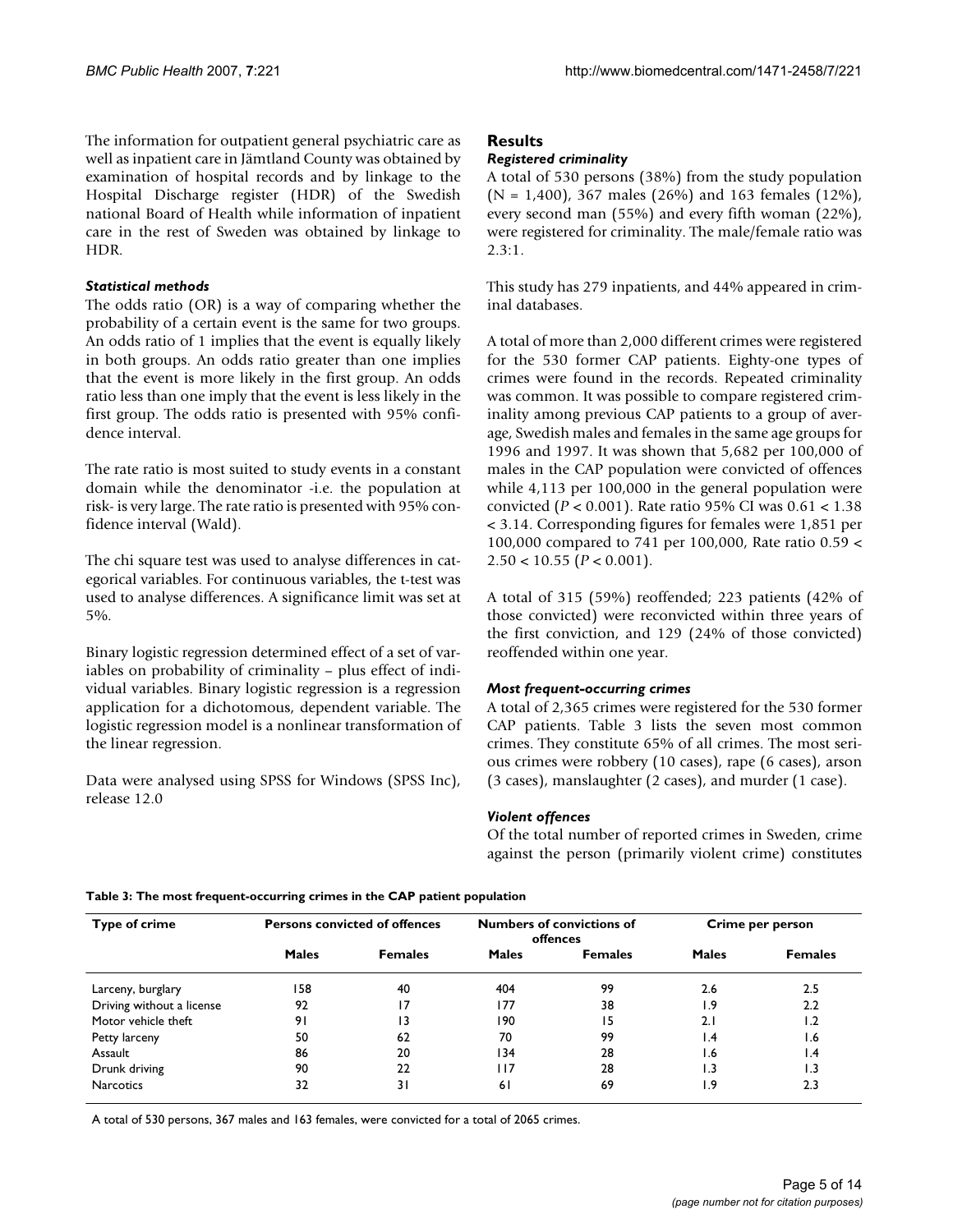The information for outpatient general psychiatric care as well as inpatient care in Jämtland County was obtained by examination of hospital records and by linkage to the Hospital Discharge register (HDR) of the Swedish national Board of Health while information of inpatient care in the rest of Sweden was obtained by linkage to HDR.

### *Statistical methods*

The odds ratio (OR) is a way of comparing whether the probability of a certain event is the same for two groups. An odds ratio of 1 implies that the event is equally likely in both groups. An odds ratio greater than one implies that the event is more likely in the first group. An odds ratio less than one imply that the event is less likely in the first group. The odds ratio is presented with 95% confidence interval.

The rate ratio is most suited to study events in a constant domain while the denominator -i.e. the population at risk- is very large. The rate ratio is presented with 95% confidence interval (Wald).

The chi square test was used to analyse differences in categorical variables. For continuous variables, the t-test was used to analyse differences. A significance limit was set at 5%.

Binary logistic regression determined effect of a set of variables on probability of criminality – plus effect of individual variables. Binary logistic regression is a regression application for a dichotomous, dependent variable. The logistic regression model is a nonlinear transformation of the linear regression.

Data were analysed using SPSS for Windows (SPSS Inc), release 12.0

## Results

### *Registered criminality*

A total of 530 persons (38%) from the study population (N = 1,400), 367 males (26%) and 163 females (12%), every second man (55%) and every fifth woman (22%), were registered for criminality. The male/female ratio was 2.3:1.

This study has 279 inpatients, and 44% appeared in criminal databases.

A total of more than 2,000 different crimes were registered for the 530 former CAP patients. Eighty-one types of crimes were found in the records. Repeated criminality was common. It was possible to compare registered criminality among previous CAP patients to a group of average, Swedish males and females in the same age groups for 1996 and 1997. It was shown that 5,682 per 100,000 of males in the CAP population were convicted of offences while 4,113 per 100,000 in the general population were convicted ($P < 0.001$). Rate ratio 95% CI was 0.61 < 1.38 < 3.14. Corresponding figures for females were 1,851 per 100,000 compared to 741 per 100,000, Rate ratio 0.59 < 2.50 < 10.55 ($P < 0.001$).

A total of 315 (59%) reoffended; 223 patients (42% of those convicted) were reconvicted within three years of the first conviction, and 129 (24% of those convicted) reoffended within one year.

### *Most frequent-occurring crimes*

A total of 2,365 crimes were registered for the 530 former CAP patients. Table 3 lists the seven most common crimes. They constitute 65% of all crimes. The most serious crimes were robbery (10 cases), rape (6 cases), arson (3 cases), manslaughter (2 cases), and murder (1 case).

### *Violent offences*

Of the total number of reported crimes in Sweden, crime against the person (primarily violent crime) constitutes

**Table 3: The most frequent-occurring crimes in the CAP patient population**

| Type of crime | Persons convicted of offences | | Numbers of convictions of offences | | Crime per person | |
|---|---|---|---|---|---|---|
| | Males | Females | Males | Females | Males | Females |
| Larceny, burglary | 158 | 40 | 404 | 99 | 2.6 | 2.5 |
| Driving without a license | 92 | 17 | 177 | 38 | 1.9 | 2.2 |
| Motor vehicle theft | 91 | 13 | 190 | 15 | 2.1 | 1.2 |
| Petty larceny | 50 | 62 | 70 | 99 | 1.4 | 1.6 |
| Assault | 86 | 20 | 134 | 28 | 1.6 | 1.4 |
| Drunk driving | 90 | 22 | 117 | 28 | 1.3 | 1.3 |
| Narcotics | 32 | 31 | 61 | 69 | 1.9 | 2.3 |

A total of 530 persons, 367 males and 163 females, were convicted for a total of 2065 crimes.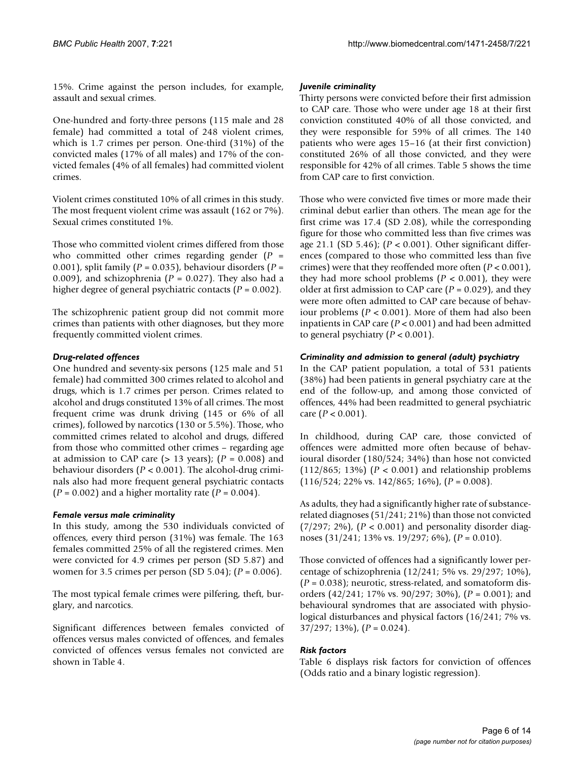15%. Crime against the person includes, for example, assault and sexual crimes.

One-hundred and forty-three persons (115 male and 28 female) had committed a total of 248 violent crimes, which is 1.7 crimes per person. One-third (31%) of the convicted males (17% of all males) and 17% of the convicted females (4% of all females) had committed violent crimes.

Violent crimes constituted 10% of all crimes in this study. The most frequent violent crime was assault (162 or 7%). Sexual crimes constituted 1%.

Those who committed violent crimes differed from those who committed other crimes regarding gender ($P$ = 0.001), split family ($P$ = 0.035), behaviour disorders ($P$ = 0.009), and schizophrenia ($P$ = 0.027). They also had a higher degree of general psychiatric contacts ($P$ = 0.002).

The schizophrenic patient group did not commit more crimes than patients with other diagnoses, but they more frequently committed violent crimes.

### *Drug-related offences*

One hundred and seventy-six persons (125 male and 51 female) had committed 300 crimes related to alcohol and drugs, which is 1.7 crimes per person. Crimes related to alcohol and drugs constituted 13% of all crimes. The most frequent crime was drunk driving (145 or 6% of all crimes), followed by narcotics (130 or 5.5%). Those, who committed crimes related to alcohol and drugs, differed from those who committed other crimes – regarding age at admission to CAP care (> 13 years); ($P$ = 0.008) and behaviour disorders ($P$ < 0.001). The alcohol-drug criminals also had more frequent general psychiatric contacts ($P$ = 0.002) and a higher mortality rate ($P$ = 0.004).

### *Female versus male criminality*

In this study, among the 530 individuals convicted of offences, every third person (31%) was female. The 163 females committed 25% of all the registered crimes. Men were convicted for 4.9 crimes per person (SD 5.87) and women for 3.5 crimes per person (SD 5.04); ($P$ = 0.006).

The most typical female crimes were pilfering, theft, burglary, and narcotics.

Significant differences between females convicted of offences versus males convicted of offences, and females convicted of offences versus females not convicted are shown in Table 4.

### *Juvenile criminality*

Thirty persons were convicted before their first admission to CAP care. Those who were under age 18 at their first conviction constituted 40% of all those convicted, and they were responsible for 59% of all crimes. The 140 patients who were ages 15–16 (at their first conviction) constituted 26% of all those convicted, and they were responsible for 42% of all crimes. Table 5 shows the time from CAP care to first conviction.

Those who were convicted five times or more made their criminal debut earlier than others. The mean age for the first crime was 17.4 (SD 2.08), while the corresponding figure for those who committed less than five crimes was age 21.1 (SD 5.46); ($P$ < 0.001). Other significant differences (compared to those who committed less than five crimes) were that they reoffended more often ($P$ < 0.001), they had more school problems ($P$ < 0.001), they were older at first admission to CAP care ($P$ = 0.029), and they were more often admitted to CAP care because of behaviour problems ($P$ < 0.001). More of them had also been inpatients in CAP care ($P$ < 0.001) and had been admitted to general psychiatry ($P$ < 0.001).

### *Criminality and admission to general (adult) psychiatry*

In the CAP patient population, a total of 531 patients (38%) had been patients in general psychiatry care at the end of the follow-up, and among those convicted of offences, 44% had been readmitted to general psychiatric care ($P$ < 0.001).

In childhood, during CAP care, those convicted of offences were admitted more often because of behavioural disorder (180/524; 34%) than hose not convicted (112/865; 13%) ($P$ < 0.001) and relationship problems (116/524; 22% vs. 142/865; 16%), ($P$ = 0.008).

As adults, they had a significantly higher rate of substance-related diagnoses (51/241; 21%) than those not convicted (7/297; 2%), ($P$ < 0.001) and personality disorder diagnoses (31/241; 13% vs. 19/297; 6%), ($P$ = 0.010).

Those convicted of offences had a significantly lower percentage of schizophrenia (12/241; 5% vs. 29/297; 10%), ($P$ = 0.038); neurotic, stress-related, and somatoform disorders (42/241; 17% vs. 90/297; 30%), ($P$ = 0.001); and behavioural syndromes that are associated with physiological disturbances and physical factors (16/241; 7% vs. 37/297; 13%), ($P$ = 0.024).

### *Risk factors*

Table 6 displays risk factors for conviction of offences (Odds ratio and a binary logistic regression).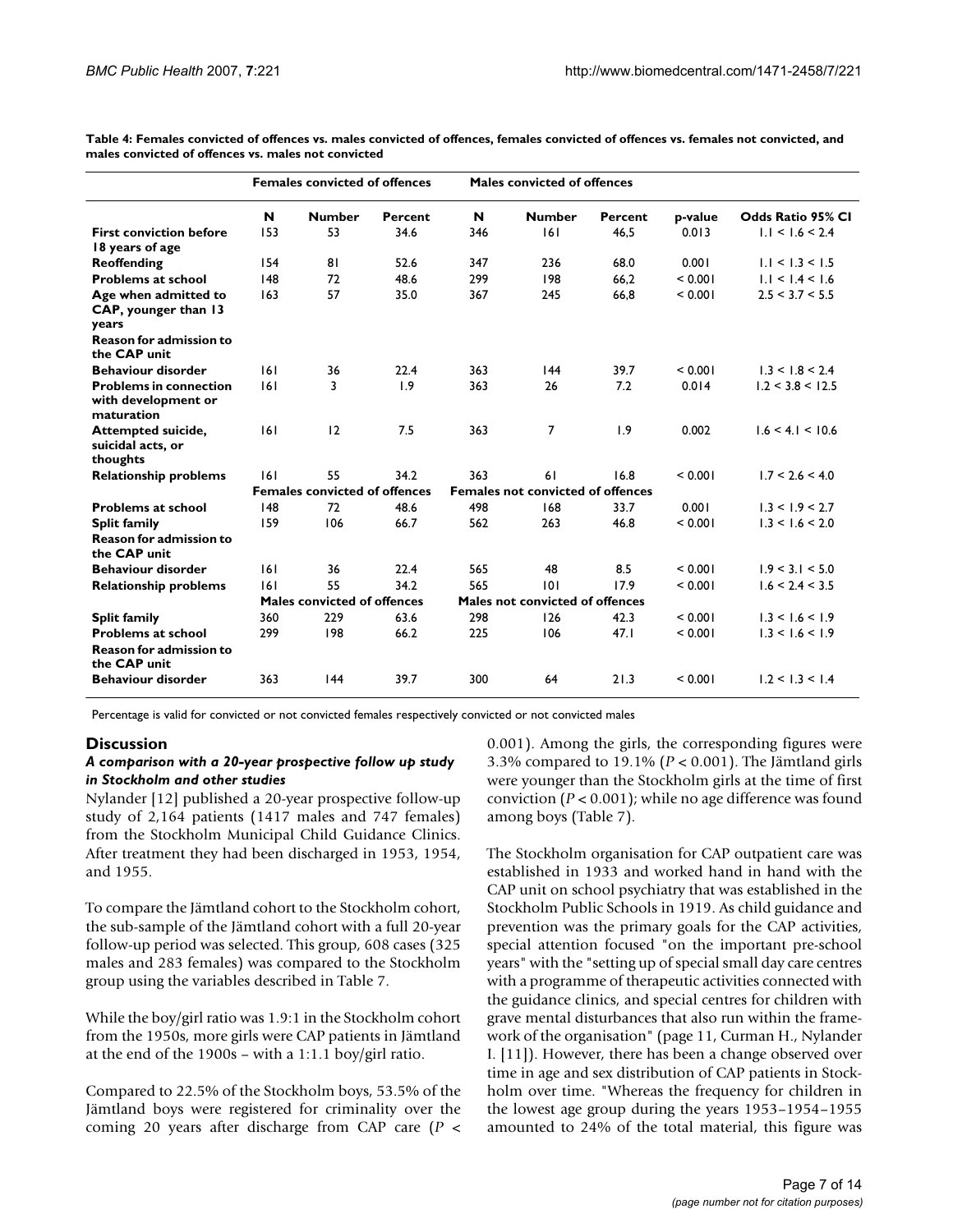**Table 4: Females convicted of offences vs. males convicted of offences, females convicted of offences vs. females not convicted, and males convicted of offences vs. males not convicted**

| | Females convicted of offences | | | Males convicted of offences | | | | |
|---|---|---|---|---|---|---|---|---|
| | **N** | **Number** | **Percent** | **N** | **Number** | **Percent** | **p-value** | **Odds Ratio 95% CI** |
| **First conviction before 18 years of age** | 153 | 53 | 34.6 | 346 | 161 | 46,5 | 0.013 | 1.1 < 1.6 < 2.4 |
| **Reoffending** | 154 | 81 | 52.6 | 347 | 236 | 68.0 | 0.001 | 1.1 < 1.3 < 1.5 |
| **Problems at school** | 148 | 72 | 48.6 | 299 | 198 | 66,2 | < 0.001 | 1.1 < 1.4 < 1.6 |
| **Age when admitted to CAP, younger than 13 years** | 163 | 57 | 35.0 | 367 | 245 | 66,8 | < 0.001 | 2.5 < 3.7 < 5.5 |
| **Reason for admission to the CAP unit** | | | | | | | | |
| **Behaviour disorder** | 161 | 36 | 22.4 | 363 | 144 | 39.7 | < 0.001 | 1.3 < 1.8 < 2.4 |
| **Problems in connection with development or maturation** | 161 | 3 | 1.9 | 363 | 26 | 7.2 | 0.014 | 1.2 < 3.8 < 12.5 |
| **Attempted suicide, suicidal acts, or thoughts** | 161 | 12 | 7.5 | 363 | 7 | 1.9 | 0.002 | 1.6 < 4.1 < 10.6 |
| **Relationship problems** | 161 | 55 | 34.2 | 363 | 61 | 16.8 | < 0.001 | 1.7 < 2.6 < 4.0 |
| | **Females convicted of offences** | | | **Females not convicted of offences** | | | | |
| **Problems at school** | 148 | 72 | 48.6 | 498 | 168 | 33.7 | 0.001 | 1.3 < 1.9 < 2.7 |
| **Split family** | 159 | 106 | 66.7 | 562 | 263 | 46.8 | < 0.001 | 1.3 < 1.6 < 2.0 |
| **Reason for admission to the CAP unit** | | | | | | | | |
| **Behaviour disorder** | 161 | 36 | 22.4 | 565 | 48 | 8.5 | < 0.001 | 1.9 < 3.1 < 5.0 |
| **Relationship problems** | 161 | 55 | 34.2 | 565 | 101 | 17.9 | < 0.001 | 1.6 < 2.4 < 3.5 |
| | **Males convicted of offences** | | | **Males not convicted of offences** | | | | |
| **Split family** | 360 | 229 | 63.6 | 298 | 126 | 42.3 | < 0.001 | 1.3 < 1.6 < 1.9 |
| **Problems at school** | 299 | 198 | 66.2 | 225 | 106 | 47.1 | < 0.001 | 1.3 < 1.6 < 1.9 |
| **Reason for admission to the CAP unit** | | | | | | | | |
| **Behaviour disorder** | 363 | 144 | 39.7 | 300 | 64 | 21.3 | < 0.001 | 1.2 < 1.3 < 1.4 |

Percentage is valid for convicted or not convicted females respectively convicted or not convicted males

## Discussion

### *A comparison with a 20-year prospective follow up study in Stockholm and other studies*

Nylander [12] published a 20-year prospective follow-up study of 2,164 patients (1417 males and 747 females) from the Stockholm Municipal Child Guidance Clinics. After treatment they had been discharged in 1953, 1954, and 1955.

To compare the Jämtland cohort to the Stockholm cohort, the sub-sample of the Jämtland cohort with a full 20-year follow-up period was selected. This group, 608 cases (325 males and 283 females) was compared to the Stockholm group using the variables described in Table 7.

While the boy/girl ratio was 1.9:1 in the Stockholm cohort from the 1950s, more girls were CAP patients in Jämtland at the end of the 1900s – with a 1:1.1 boy/girl ratio.

Compared to 22.5% of the Stockholm boys, 53.5% of the Jämtland boys were registered for criminality over the coming 20 years after discharge from CAP care ($P <$ 0.001). Among the girls, the corresponding figures were 3.3% compared to 19.1% ($P < 0.001$). The Jämtland girls were younger than the Stockholm girls at the time of first conviction ($P < 0.001$); while no age difference was found among boys (Table 7).

The Stockholm organisation for CAP outpatient care was established in 1933 and worked hand in hand with the CAP unit on school psychiatry that was established in the Stockholm Public Schools in 1919. As child guidance and prevention was the primary goals for the CAP activities, special attention focused "on the important pre-school years" with the "setting up of special small day care centres with a programme of therapeutic activities connected with the guidance clinics, and special centres for children with grave mental disturbances that also run within the framework of the organisation" (page 11, Curman H., Nylander I. [11]). However, there has been a change observed over time in age and sex distribution of CAP patients in Stockholm over time. "Whereas the frequency for children in the lowest age group during the years 1953–1954–1955 amounted to 24% of the total material, this figure was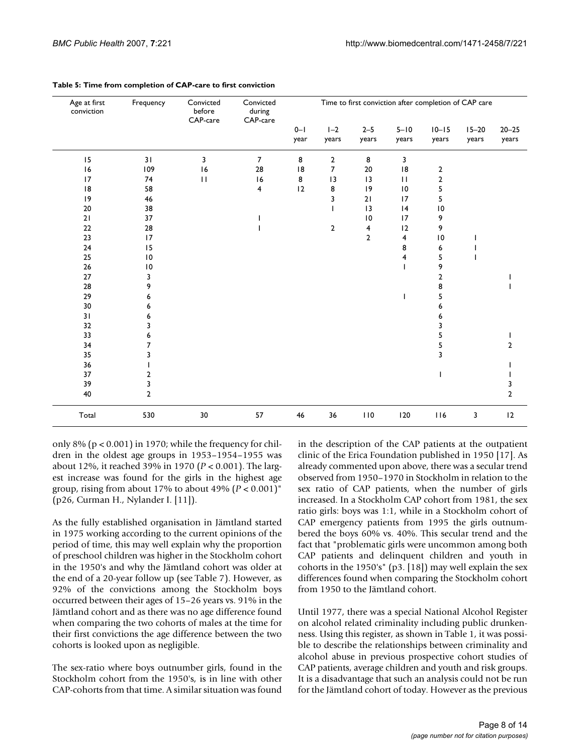**Table 5: Time from completion of CAP-care to first conviction**

| Age at first conviction | Frequency | Convicted before CAP-care | Convicted during CAP-care | Time to first conviction after completion of CAP care | | | | | | |
|---|---|---|---|---|---|---|---|---|---|---|
| | | | | 0–1 year | 1–2 years | 2–5 years | 5–10 years | 10–15 years | 15–20 years | 20–25 years |
| 15 | 31 | 3 | 7 | 8 | 2 | 8 | 3 | | | |
| 16 | 109 | 16 | 28 | 18 | 7 | 20 | 18 | 2 | | |
| 17 | 74 | 11 | 16 | 8 | 13 | 13 | 11 | 2 | | |
| 18 | 58 | | 4 | 12 | 8 | 19 | 10 | 5 | | |
| 19 | 46 | | | | 3 | 21 | 17 | 5 | | |
| 20 | 38 | | | | 1 | 13 | 14 | 10 | | |
| 21 | 37 | | 1 | | | 10 | 17 | 9 | | |
| 22 | 28 | | 1 | | 2 | 4 | 12 | 9 | | |
| 23 | 17 | | | | | 2 | 4 | 10 | 1 | |
| 24 | 15 | | | | | | 8 | 6 | 1 | |
| 25 | 10 | | | | | | 4 | 5 | 1 | |
| 26 | 10 | | | | | | 1 | 9 | | |
| 27 | 3 | | | | | | | 2 | | 1 |
| 28 | 9 | | | | | | | 8 | | 1 |
| 29 | 6 | | | | | | 1 | 5 | | |
| 30 | 6 | | | | | | | 6 | | |
| 31 | 6 | | | | | | | 6 | | |
| 32 | 3 | | | | | | | 3 | | |
| 33 | 6 | | | | | | | 5 | | 1 |
| 34 | 7 | | | | | | | 5 | | 2 |
| 35 | 3 | | | | | | | 3 | | |
| 36 | 1 | | | | | | | | | 1 |
| 37 | 2 | | | | | | | 1 | | 1 |
| 39 | 3 | | | | | | | | | 3 |
| 40 | 2 | | | | | | | | | 2 |
| Total | 530 | 30 | 57 | 46 | 36 | 110 | 120 | 116 | 3 | 12 |

only 8% ($p < 0.001$) in 1970; while the frequency for children in the oldest age groups in 1953–1954–1955 was about 12%, it reached 39% in 1970 ($P < 0.001$). The largest increase was found for the girls in the highest age group, rising from about 17% to about 49% ($P < 0.001$)" (p26, Curman H., Nylander I. [11]).

As the fully established organisation in Jämtland started in 1975 working according to the current opinions of the period of time, this may well explain why the proportion of preschool children was higher in the Stockholm cohort in the 1950's and why the Jämtland cohort was older at the end of a 20-year follow up (see Table 7). However, as 92% of the convictions among the Stockholm boys occurred between their ages of 15–26 years vs. 91% in the Jämtland cohort and as there was no age difference found when comparing the two cohorts of males at the time for their first convictions the age difference between the two cohorts is looked upon as negligible.

The sex-ratio where boys outnumber girls, found in the Stockholm cohort from the 1950's, is in line with other CAP-cohorts from that time. A similar situation was found in the description of the CAP patients at the outpatient clinic of the Erica Foundation published in 1950 [17]. As already commented upon above, there was a secular trend observed from 1950–1970 in Stockholm in relation to the sex ratio of CAP patients, when the number of girls increased. In a Stockholm CAP cohort from 1981, the sex ratio girls: boys was 1:1, while in a Stockholm cohort of CAP emergency patients from 1995 the girls outnumbered the boys 60% vs. 40%. This secular trend and the fact that "problematic girls were uncommon among both CAP patients and delinquent children and youth in cohorts in the 1950's" (p3. [18]) may well explain the sex differences found when comparing the Stockholm cohort from 1950 to the Jämtland cohort.

Until 1977, there was a special National Alcohol Register on alcohol related criminality including public drunkenness. Using this register, as shown in Table 1, it was possible to describe the relationships between criminality and alcohol abuse in previous prospective cohort studies of CAP patients, average children and youth and risk groups. It is a disadvantage that such an analysis could not be run for the Jämtland cohort of today. However as the previous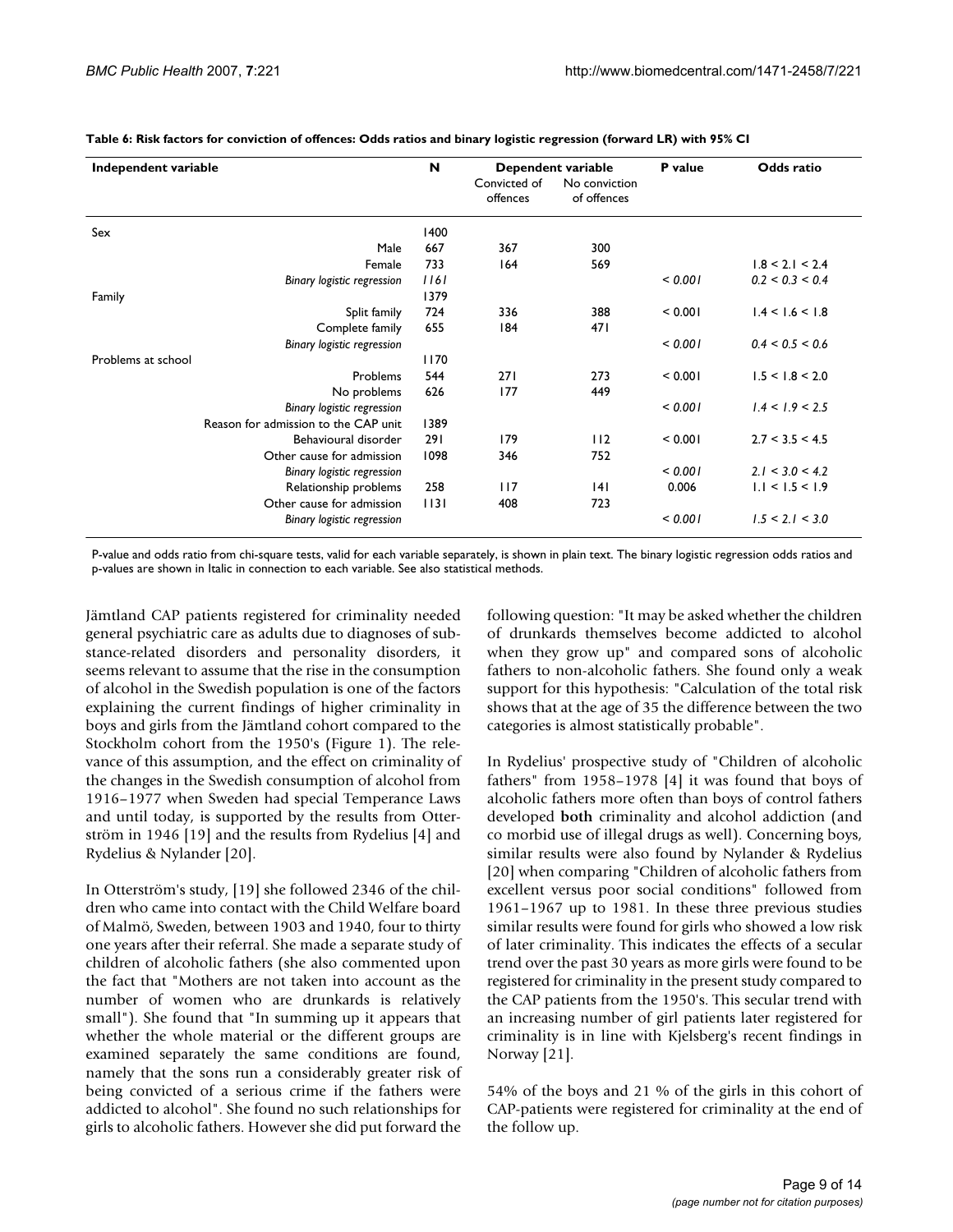**Table 6: Risk factors for conviction of offences: Odds ratios and binary logistic regression (forward LR) with 95% CI**

| Independent variable | N | Dependent variable | | P value | Odds ratio |
|---|---|---|---|---|---|
| | | Convicted of offences | No conviction of offences | | |
| Sex | 1400 | | | | |
| Male | 667 | 367 | 300 | | |
| Female | 733 | 164 | 569 | | 1.8 < 2.1 < 2.4 |
| *Binary logistic regression* | *1161* | | | *< 0.001* | *0.2 < 0.3 < 0.4* |
| Family | 1379 | | | | |
| Split family | 724 | 336 | 388 | < 0.001 | 1.4 < 1.6 < 1.8 |
| Complete family | 655 | 184 | 471 | | |
| *Binary logistic regression* | | | | *< 0.001* | *0.4 < 0.5 < 0.6* |
| Problems at school | 1170 | | | | |
| Problems | 544 | 271 | 273 | < 0.001 | 1.5 < 1.8 < 2.0 |
| No problems | 626 | 177 | 449 | | |
| *Binary logistic regression* | | | | *< 0.001* | *1.4 < 1.9 < 2.5* |
| Reason for admission to the CAP unit | 1389 | | | | |
| Behavioural disorder | 291 | 179 | 112 | < 0.001 | 2.7 < 3.5 < 4.5 |
| Other cause for admission | 1098 | 346 | 752 | | |
| *Binary logistic regression* | | | | *< 0.001* | *2.1 < 3.0 < 4.2* |
| Relationship problems | 258 | 117 | 141 | 0.006 | 1.1 < 1.5 < 1.9 |
| Other cause for admission | 1131 | 408 | 723 | | |
| *Binary logistic regression* | | | | *< 0.001* | *1.5 < 2.1 < 3.0* |

P-value and odds ratio from chi-square tests, valid for each variable separately, is shown in plain text. The binary logistic regression odds ratios and p-values are shown in Italic in connection to each variable. See also statistical methods.

Jämtland CAP patients registered for criminality needed general psychiatric care as adults due to diagnoses of substance-related disorders and personality disorders, it seems relevant to assume that the rise in the consumption of alcohol in the Swedish population is one of the factors explaining the current findings of higher criminality in boys and girls from the Jämtland cohort compared to the Stockholm cohort from the 1950's (Figure 1). The relevance of this assumption, and the effect on criminality of the changes in the Swedish consumption of alcohol from 1916–1977 when Sweden had special Temperance Laws and until today, is supported by the results from Otterström in 1946 [19] and the results from Rydelius [4] and Rydelius & Nylander [20].

In Otterström's study, [19] she followed 2346 of the children who came into contact with the Child Welfare board of Malmö, Sweden, between 1903 and 1940, four to thirty one years after their referral. She made a separate study of children of alcoholic fathers (she also commented upon the fact that "Mothers are not taken into account as the number of women who are drunkards is relatively small"). She found that "In summing up it appears that whether the whole material or the different groups are examined separately the same conditions are found, namely that the sons run a considerably greater risk of being convicted of a serious crime if the fathers were addicted to alcohol". She found no such relationships for girls to alcoholic fathers. However she did put forward the following question: "It may be asked whether the children of drunkards themselves become addicted to alcohol when they grow up" and compared sons of alcoholic fathers to non-alcoholic fathers. She found only a weak support for this hypothesis: "Calculation of the total risk shows that at the age of 35 the difference between the two categories is almost statistically probable".

In Rydelius' prospective study of "Children of alcoholic fathers" from 1958–1978 [4] it was found that boys of alcoholic fathers more often than boys of control fathers developed **both** criminality and alcohol addiction (and co morbid use of illegal drugs as well). Concerning boys, similar results were also found by Nylander & Rydelius [20] when comparing "Children of alcoholic fathers from excellent versus poor social conditions" followed from 1961–1967 up to 1981. In these three previous studies similar results were found for girls who showed a low risk of later criminality. This indicates the effects of a secular trend over the past 30 years as more girls were found to be registered for criminality in the present study compared to the CAP patients from the 1950's. This secular trend with an increasing number of girl patients later registered for criminality is in line with Kjelsberg's recent findings in Norway [21].

54% of the boys and 21 % of the girls in this cohort of CAP-patients were registered for criminality at the end of the follow up.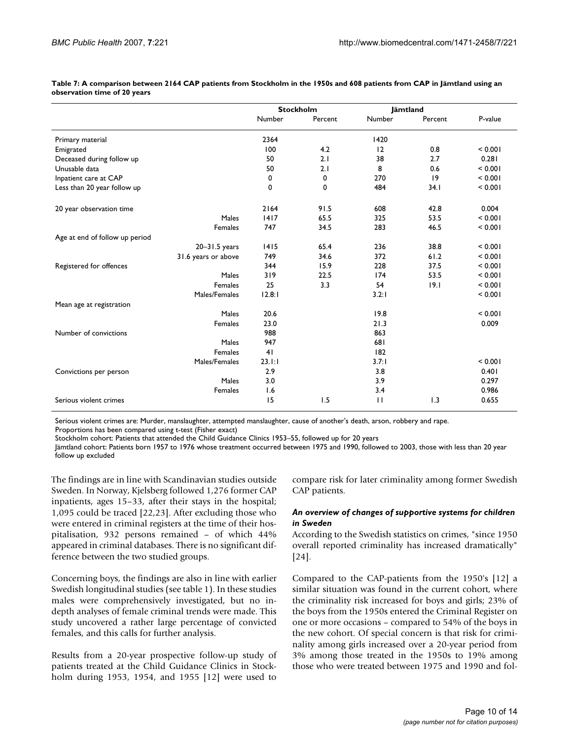**Table 7: A comparison between 2164 CAP patients from Stockholm in the 1950s and 608 patients from CAP in Jämtland using an observation time of 20 years**

| | | Stockholm | | Jämtland | | |
|---|---|---|---|---|---|---|
| | | Number | Percent | Number | Percent | P-value |
| Primary material | | 2364 | | 1420 | | |
| Emigrated | | 100 | 4.2 | 12 | 0.8 | < 0.001 |
| Deceased during follow up | | 50 | 2.1 | 38 | 2.7 | 0.281 |
| Unusable data | | 50 | 2.1 | 8 | 0.6 | < 0.001 |
| Inpatient care at CAP | | 0 | 0 | 270 | 19 | < 0.001 |
| Less than 20 year follow up | | 0 | 0 | 484 | 34.1 | < 0.001 |
| 20 year observation time | | 2164 | 91.5 | 608 | 42.8 | 0.004 |
| | Males | 1417 | 65.5 | 325 | 53.5 | < 0.001 |
| | Females | 747 | 34.5 | 283 | 46.5 | < 0.001 |
| Age at end of follow up period | | | | | | |
| | 20–31.5 years | 1415 | 65.4 | 236 | 38.8 | < 0.001 |
| | 31.6 years or above | 749 | 34.6 | 372 | 61.2 | < 0.001 |
| Registered for offences | | 344 | 15.9 | 228 | 37.5 | < 0.001 |
| | Males | 319 | 22.5 | 174 | 53.5 | < 0.001 |
| | Females | 25 | 3.3 | 54 | 19.1 | < 0.001 |
| | Males/Females | 12.8:1 | | 3.2:1 | | < 0.001 |
| Mean age at registration | | | | | | |
| | Males | 20.6 | | 19.8 | | < 0.001 |
| | Females | 23.0 | | 21.3 | | 0.009 |
| Number of convictions | | 988 | | 863 | | |
| | Males | 947 | | 681 | | |
| | Females | 41 | | 182 | | |
| | Males/Females | 23.1:1 | | 3.7:1 | | < 0.001 |
| Convictions per person | | 2.9 | | 3.8 | | 0.401 |
| | Males | 3.0 | | 3.9 | | 0.297 |
| | Females | 1.6 | | 3.4 | | 0.986 |
| Serious violent crimes | | 15 | 1.5 | 11 | 1.3 | 0.655 |

Serious violent crimes are: Murder, manslaughter, attempted manslaughter, cause of another's death, arson, robbery and rape.
Proportions has been compared using t-test (Fisher exact)
Stockholm cohort: Patients that attended the Child Guidance Clinics 1953–55, followed up for 20 years
Jämtland cohort: Patients born 1957 to 1976 whose treatment occurred between 1975 and 1990, followed to 2003, those with less than 20 year follow up excluded

The findings are in line with Scandinavian studies outside Sweden. In Norway, Kjelsberg followed 1,276 former CAP inpatients, ages 15–33, after their stays in the hospital; 1,095 could be traced [22,23]. After excluding those who were entered in criminal registers at the time of their hospitalisation, 932 persons remained – of which 44% appeared in criminal databases. There is no significant difference between the two studied groups.

Concerning boys, the findings are also in line with earlier Swedish longitudinal studies (see table 1). In these studies males were comprehensively investigated, but no in-depth analyses of female criminal trends were made. This study uncovered a rather large percentage of convicted females, and this calls for further analysis.

Results from a 20-year prospective follow-up study of patients treated at the Child Guidance Clinics in Stockholm during 1953, 1954, and 1955 [12] were used to compare risk for later criminality among former Swedish CAP patients.

### *An overview of changes of supportive systems for children in Sweden*

According to the Swedish statistics on crimes, "since 1950 overall reported criminality has increased dramatically" [24].

Compared to the CAP-patients from the 1950's [12] a similar situation was found in the current cohort, where the criminality risk increased for boys and girls; 23% of the boys from the 1950s entered the Criminal Register on one or more occasions – compared to 54% of the boys in the new cohort. Of special concern is that risk for criminality among girls increased over a 20-year period from 3% among those treated in the 1950s to 19% among those who were treated between 1975 and 1990 and fol-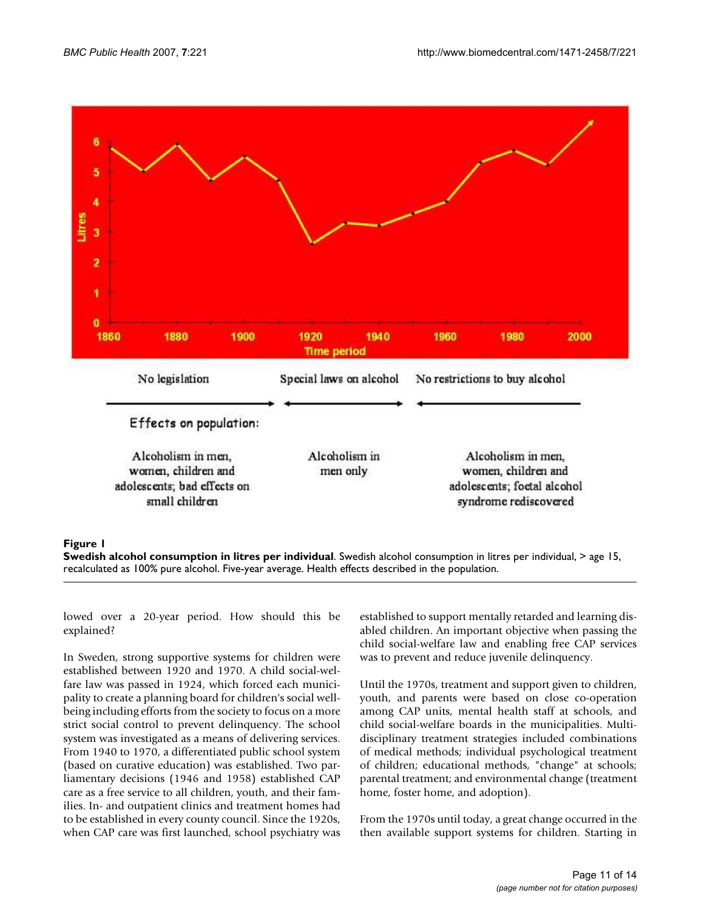No legislation

Special laws on alcohol

No restrictions to buy alcohol

Effects on population:

Alcoholism in men, women, children and adolescents; bad effects on small children

Alcoholism in men only

Alcoholism in men, women, children and adolescents; foetal alcohol syndrome rediscovered

**Figure 1**

**Swedish alcohol consumption in litres per individual**. Swedish alcohol consumption in litres per individual, > age 15, recalculated as 100% pure alcohol. Five-year average. Health effects described in the population.

lowed over a 20-year period. How should this be explained?

In Sweden, strong supportive systems for children were established between 1920 and 1970. A child social-welfare law was passed in 1924, which forced each municipality to create a planning board for children's social wellbeing including efforts from the society to focus on a more strict social control to prevent delinquency. The school system was investigated as a means of delivering services. From 1940 to 1970, a differentiated public school system (based on curative education) was established. Two parliamentary decisions (1946 and 1958) established CAP care as a free service to all children, youth, and their families. In- and outpatient clinics and treatment homes had to be established in every county council. Since the 1920s, when CAP care was first launched, school psychiatry was established to support mentally retarded and learning disabled children. An important objective when passing the child social-welfare law and enabling free CAP services was to prevent and reduce juvenile delinquency.

Until the 1970s, treatment and support given to children, youth, and parents were based on close co-operation among CAP units, mental health staff at schools, and child social-welfare boards in the municipalities. Multidisciplinary treatment strategies included combinations of medical methods; individual psychological treatment of children; educational methods, "change" at schools; parental treatment; and environmental change (treatment home, foster home, and adoption).

From the 1970s until today, a great change occurred in the then available support systems for children. Starting in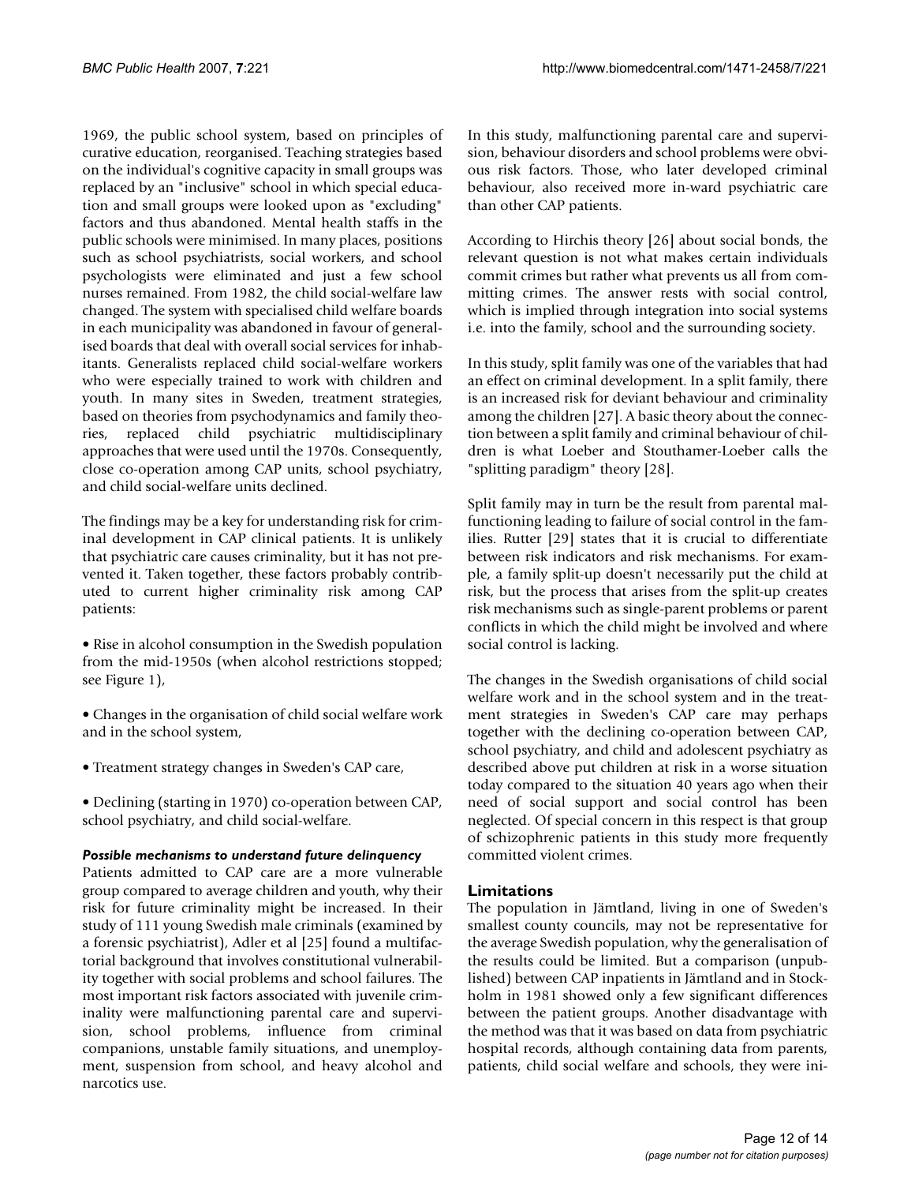1969, the public school system, based on principles of curative education, reorganised. Teaching strategies based on the individual's cognitive capacity in small groups was replaced by an "inclusive" school in which special education and small groups were looked upon as "excluding" factors and thus abandoned. Mental health staffs in the public schools were minimised. In many places, positions such as school psychiatrists, social workers, and school psychologists were eliminated and just a few school nurses remained. From 1982, the child social-welfare law changed. The system with specialised child welfare boards in each municipality was abandoned in favour of generalised boards that deal with overall social services for inhabitants. Generalists replaced child social-welfare workers who were especially trained to work with children and youth. In many sites in Sweden, treatment strategies, based on theories from psychodynamics and family theories, replaced child psychiatric multidisciplinary approaches that were used until the 1970s. Consequently, close co-operation among CAP units, school psychiatry, and child social-welfare units declined.

The findings may be a key for understanding risk for criminal development in CAP clinical patients. It is unlikely that psychiatric care causes criminality, but it has not prevented it. Taken together, these factors probably contributed to current higher criminality risk among CAP patients:

- Rise in alcohol consumption in the Swedish population from the mid-1950s (when alcohol restrictions stopped; see Figure 1),
- Changes in the organisation of child social welfare work and in the school system,
- Treatment strategy changes in Sweden's CAP care,
- Declining (starting in 1970) co-operation between CAP, school psychiatry, and child social-welfare.

#### *Possible mechanisms to understand future delinquency*

Patients admitted to CAP care are a more vulnerable group compared to average children and youth, why their risk for future criminality might be increased. In their study of 111 young Swedish male criminals (examined by a forensic psychiatrist), Adler et al [25] found a multifactorial background that involves constitutional vulnerability together with social problems and school failures. The most important risk factors associated with juvenile criminality were malfunctioning parental care and supervision, school problems, influence from criminal companions, unstable family situations, and unemployment, suspension from school, and heavy alcohol and narcotics use.

In this study, malfunctioning parental care and supervision, behaviour disorders and school problems were obvious risk factors. Those, who later developed criminal behaviour, also received more in-ward psychiatric care than other CAP patients.

According to Hirchis theory [26] about social bonds, the relevant question is not what makes certain individuals commit crimes but rather what prevents us all from committing crimes. The answer rests with social control, which is implied through integration into social systems i.e. into the family, school and the surrounding society.

In this study, split family was one of the variables that had an effect on criminal development. In a split family, there is an increased risk for deviant behaviour and criminality among the children [27]. A basic theory about the connection between a split family and criminal behaviour of children is what Loeber and Stouthamer-Loeber calls the "splitting paradigm" theory [28].

Split family may in turn be the result from parental malfunctioning leading to failure of social control in the families. Rutter [29] states that it is crucial to differentiate between risk indicators and risk mechanisms. For example, a family split-up doesn't necessarily put the child at risk, but the process that arises from the split-up creates risk mechanisms such as single-parent problems or parent conflicts in which the child might be involved and where social control is lacking.

The changes in the Swedish organisations of child social welfare work and in the school system and in the treatment strategies in Sweden's CAP care may perhaps together with the declining co-operation between CAP, school psychiatry, and child and adolescent psychiatry as described above put children at risk in a worse situation today compared to the situation 40 years ago when their need of social support and social control has been neglected. Of special concern in this respect is that group of schizophrenic patients in this study more frequently committed violent crimes.

## Limitations

The population in Jämtland, living in one of Sweden's smallest county councils, may not be representative for the average Swedish population, why the generalisation of the results could be limited. But a comparison (unpublished) between CAP inpatients in Jämtland and in Stockholm in 1981 showed only a few significant differences between the patient groups. Another disadvantage with the method was that it was based on data from psychiatric hospital records, although containing data from parents, patients, child social welfare and schools, they were ini-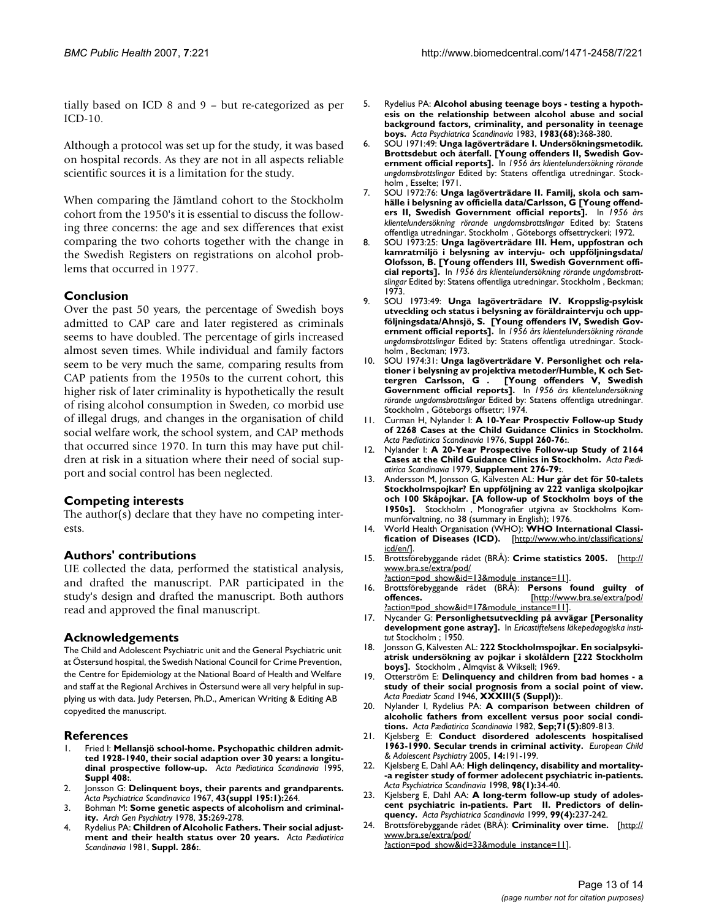tially based on ICD 8 and 9 – but re-categorized as per ICD-10.

Although a protocol was set up for the study, it was based on hospital records. As they are not in all aspects reliable scientific sources it is a limitation for the study.

When comparing the Jämtland cohort to the Stockholm cohort from the 1950's it is essential to discuss the following three concerns: the age and sex differences that exist comparing the two cohorts together with the change in the Swedish Registers on registrations on alcohol problems that occurred in 1977.

## Conclusion

Over the past 50 years, the percentage of Swedish boys admitted to CAP care and later registered as criminals seems to have doubled. The percentage of girls increased almost seven times. While individual and family factors seem to be very much the same, comparing results from CAP patients from the 1950s to the current cohort, this higher risk of later criminality is hypothetically the result of rising alcohol consumption in Sweden, co morbid use of illegal drugs, and changes in the organisation of child social welfare work, the school system, and CAP methods that occurred since 1970. In turn this may have put children at risk in a situation where their need of social support and social control has been neglected.

## Competing interests

The author(s) declare that they have no competing interests.

## Authors' contributions

UE collected the data, performed the statistical analysis, and drafted the manuscript. PAR participated in the study's design and drafted the manuscript. Both authors read and approved the final manuscript.

## Acknowledgements

The Child and Adolescent Psychiatric unit and the General Psychiatric unit at Östersund hospital, the Swedish National Council for Crime Prevention, the Centre for Epidemiology at the National Board of Health and Welfare and staff at the Regional Archives in Östersund were all very helpful in supplying us with data. Judy Petersen, Ph.D., American Writing & Editing AB copyedited the manuscript.

## References

1. Fried I: **Mellansjö school-home. Psychopathic children admitted 1928-1940, their social adaption over 30 years: a longitudinal prospective follow-up.** *Acta Pædiatrica Scandinavia* 1995, **Suppl 408:**.
2. Jonsson G: **Delinquent boys, their parents and grandparents.** *Acta Psychiatrica Scandinavica* 1967, **43(suppl 195:1):**264.
3. Bohman M: **Some genetic aspects of alcoholism and criminality.** *Arch Gen Psychiatry* 1978, **35:**269-278.
4. Rydelius PA: **Children of Alcoholic Fathers. Their social adjustment and their health status over 20 years.** *Acta Pædiatirica Scandinavia* 1981, **Suppl. 286:**.
5. Rydelius PA: **Alcohol abusing teenage boys - testing a hypothesis on the relationship between alcohol abuse and social background factors, criminality, and personality in teenage boys.** *Acta Psychiatrica Scandinavia* 1983, **1983(68):**368-380.
6. SOU 1971:49: **Unga lagöverträdare I. Undersökningsmetodik. Brottsdebut och återfall. [Young offenders II, Swedish Government official reports].** In *1956 års klientelundersökning rörande ungdomsbrottslingar* Edited by: Statens offentliga utredningar. Stockholm , Esselte; 1971.
7. SOU 1972:76: **Unga lagöverträdare II. Familj, skola och samhälle i belysning av officiella data/Carlsson, G [Young offenders II, Swedish Government official reports].** In *1956 års klientelundersökning rörande ungdomsbrottslingar* Edited by: Statens offentliga utredningar. Stockholm , Göteborgs offsettryckeri; 1972.
8. SOU 1973:25: **Unga lagöverträdare III. Hem, uppfostran och kamratmiljö i belysning av intervju- och uppföljningsdata/ Olofsson, B. [Young offenders III, Swedish Government official reports].** In *1956 års klientelundersökning rörande ungdomsbrottslingar* Edited by: Statens offentliga utredningar. Stockholm , Beckman; 1973.
9. SOU 1973:49: **Unga lagöverträdare IV. Kroppslig-psykisk utveckling och status i belysning av föräldraintervju och uppföljningsdata/Ahnsjö, S. [Young offenders IV, Swedish Government official reports].** In *1956 års klientelundersökning rörande ungdomsbrottslingar* Edited by: Statens offentliga utredningar. Stockholm , Beckman; 1973.
10. SOU 1974:31: **Unga lagöverträdare V. Personlighet och relationer i belysning av projektiva metoder/Humble, K och Settergren Carlsson, G . [Young offenders V, Swedish Government official reports].** In *1956 års klientelundersökning rörande ungdomsbrottslingar* Edited by: Statens offentliga utredningar. Stockholm , Göteborgs offsettr; 1974.
11. Curman H, Nylander I: **A 10-Year Prospectiv Follow-up Study of 2268 Cases at the Child Guidance Clinics in Stockholm.** *Acta Pædiatrica Scandinavia* 1976, **Suppl 260-76:**.
12. Nylander I: **A 20-Year Prospective Follow-up Study of 2164 Cases at the Child Guidance Clinics in Stockholm.** *Acta Pædiatirca Scandinavia* 1979, **Supplement 276-79:**.
13. Andersson M, Jonsson G, Kälvesten AL: **Hur går det för 50-talets Stockholmspojkar? En uppföljning av 222 vanliga skolpojkar och 100 Skåpojkar. [A follow-up of Stockholm boys of the 1950s].** Stockholm , Monografier utgivna av Stockholms Kommunförvaltning, no 38 (summary in English); 1976.
14. World Health Organisation (WHO): **WHO International Classification of Diseases (ICD).** [http://www.who.int/classifications/icd/en/].
15. Brottsförebyggande rådet (BRÅ): **Crime statistics 2005.** [http://www.bra.se/extra/pod/?action=pod_show&id=13&module_instance=11].
16. Brottsförebyggande rådet (BRÅ): **Persons found guilty of offences.** [http://www.bra.se/extra/pod/?action=pod_show&id=17&module_instance=11].
17. Nycander G: **Personlighetsutveckling på avvägar [Personality development gone astray].** In *Ericastiftelsens läkepedagogiska institut* Stockholm ; 1950.
18. Jonsson G, Kälvesten AL: **222 Stockholmspojkar. En socialpsykiatrisk undersökning av pojkar i skolåldern [222 Stockholm boys].** Stockholm , Almqvist & Wiksell; 1969.
19. Otterström E: **Delinquency and children from bad homes - a study of their social prognosis from a social point of view.** *Acta Paediatr Scand* 1946, **XXXIII(5 (Suppl)):**.
20. Nylander I, Rydelius PA: **A comparison between children of alcoholic fathers from excellent versus poor social conditions.** *Acta Pædiatrica Scandinavia* 1982, **Sep;71(5):**809-813.
21. Kjelsberg E: **Conduct disordered adolescents hospitalised 1963-1990. Secular trends in criminal activity.** *European Child & Adolescent Psychiatry* 2005, **14:**191-199.
22. Kjelsberg E, Dahl AA: **High delinqency, disability and mortality--a register study of former adolecent psychiatric in-patients.** *Acta Psychiatrica Scandinavia* 1998, **98(1):**34-40.
23. Kjelsberg E, Dahl AA: **A long-term follow-up study of adolescent psychiatric in-patients. Part II. Predictors of delinquency.** *Acta Psychiatrica Scandinavia* 1999, **99(4):**237-242.
24. Brottsförebyggande rådet (BRÅ): **Criminality over time.** [http://www.bra.se/extra/pod/?action=pod_show&id=33&module_instance=11].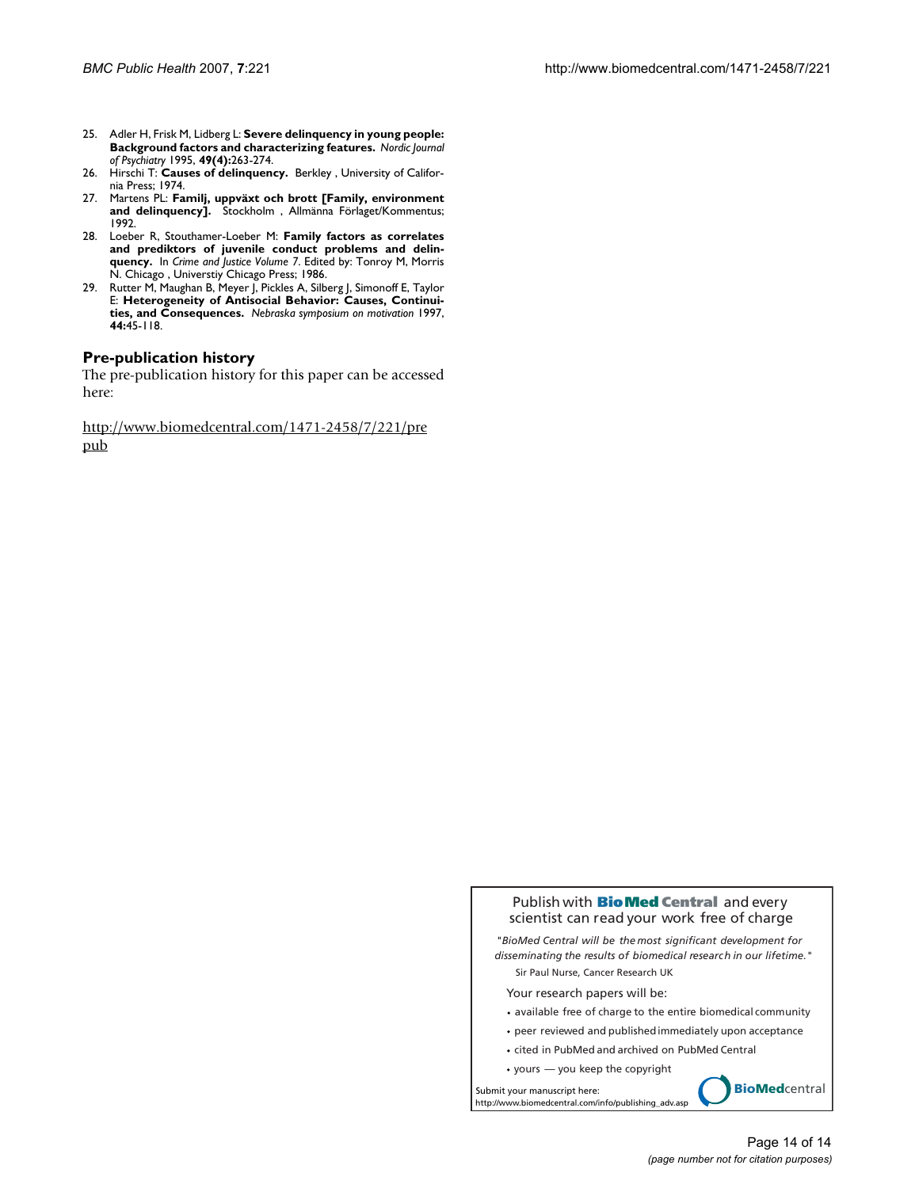25. Adler H, Frisk M, Lidberg L: **Severe delinquency in young people: Background factors and characterizing features.** *Nordic Journal of Psychiatry* 1995, **49(4):**263-274.
26. Hirschi T: **Causes of delinquency.** Berkley , University of California Press; 1974.
27. Martens PL: **Familj, uppväxt och brott [Family, environment and delinquency].** Stockholm , Allmänna Förlaget/Kommentus; 1992.
28. Loeber R, Stouthamer-Loeber M: **Family factors as correlates and prediktors of juvenile conduct problems and delinquency.** In *Crime and Justice Volume 7*. Edited by: Tonroy M, Morris N. Chicago , Universtiy Chicago Press; 1986.
29. Rutter M, Maughan B, Meyer J, Pickles A, Silberg J, Simonoff E, Taylor E: **Heterogeneity of Antisocial Behavior: Causes, Continuities, and Consequences.** *Nebraska symposium on motivation* 1997, **44:**45-118.

## Pre-publication history

The pre-publication history for this paper can be accessed here:

http://www.biomedcentral.com/1471-2458/7/221/prepub

Publish with **BioMed Central** and every scientist can read your work free of charge

*"BioMed Central will be the most significant development for disseminating the results of biomedical research in our lifetime."*

Sir Paul Nurse, Cancer Research UK

Your research papers will be:

- available free of charge to the entire biomedical community
- peer reviewed and published immediately upon acceptance
- cited in PubMed and archived on PubMed Central
- yours — you keep the copyright

Submit your manuscript here:
http://www.biomedcentral.com/info/publishing_adv.asp

**BioMed**central